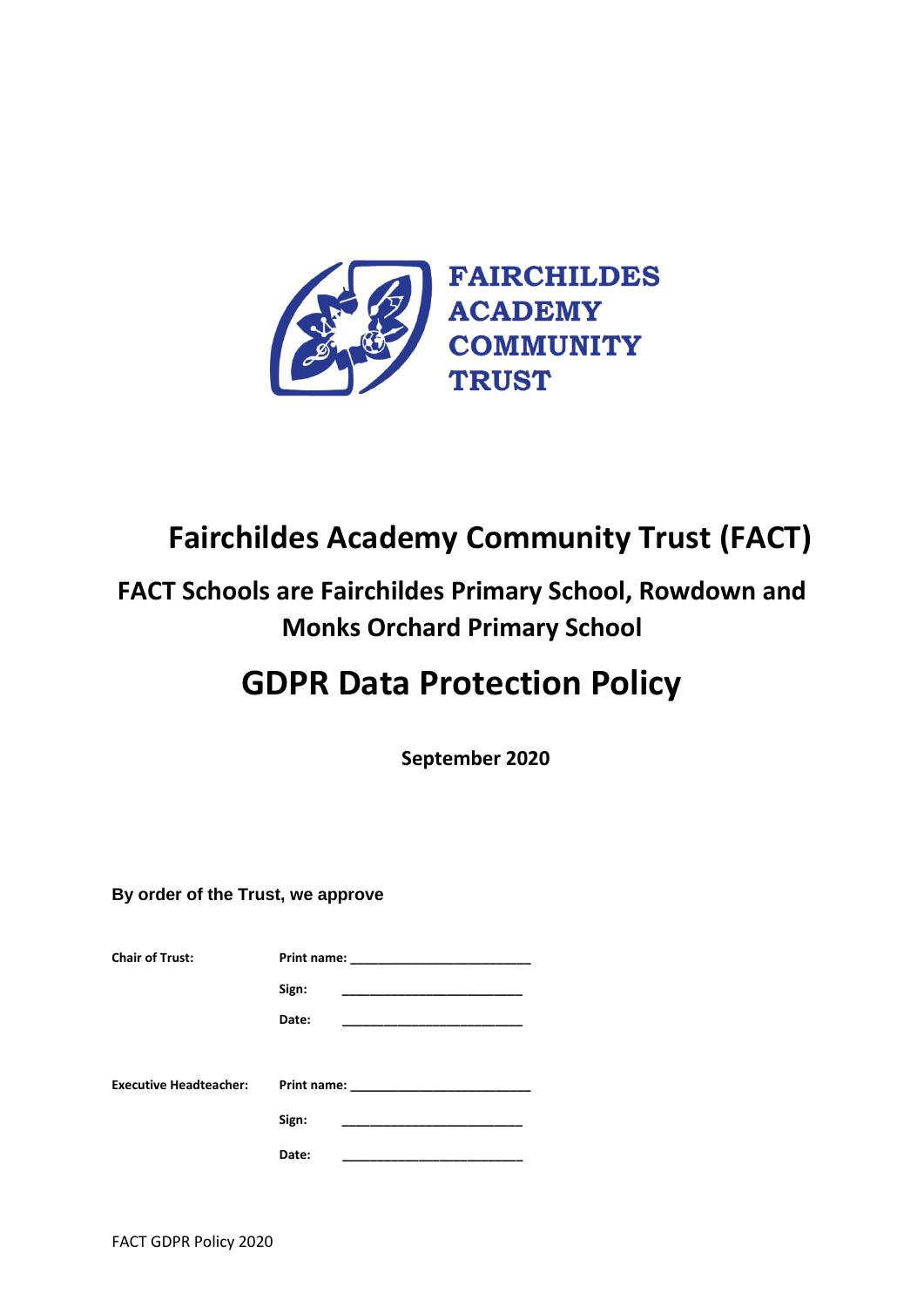FAIRCHILDES ACADEMY COMMUNITY TRUST

# Fairchildes Academy Community Trust (FACT)

## FACT Schools are Fairchildes Primary School, Rowdown and Monks Orchard Primary School

# GDPR Data Protection Policy

**September 2020**

**By order of the Trust, we approve**

| | | |
|---|---|---|
| **Chair of Trust:** | **Print name:** | ________________________ |
| | **Sign:** | ________________________ |
| | **Date:** | ________________________ |
| **Executive Headteacher:** | **Print name:** | ________________________ |
| | **Sign:** | ________________________ |
| | **Date:** | ________________________ |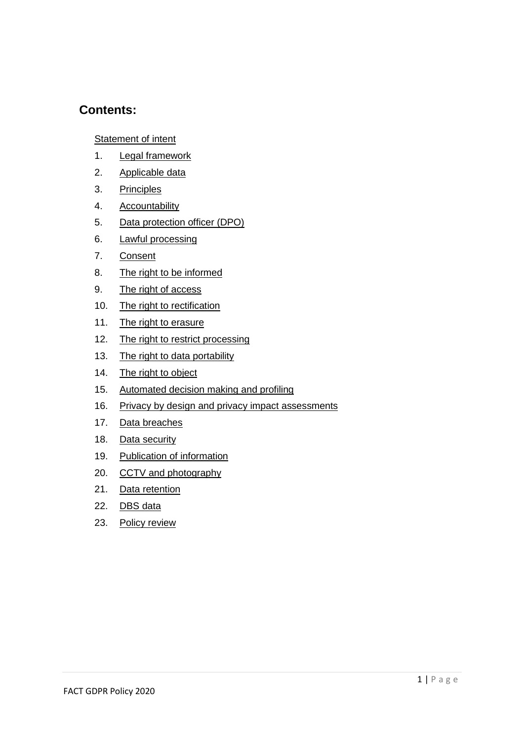## Contents:

Statement of intent

1. Legal framework
2. Applicable data
3. Principles
4. Accountability
5. Data protection officer (DPO)
6. Lawful processing
7. Consent
8. The right to be informed
9. The right of access
10. The right to rectification
11. The right to erasure
12. The right to restrict processing
13. The right to data portability
14. The right to object
15. Automated decision making and profiling
16. Privacy by design and privacy impact assessments
17. Data breaches
18. Data security
19. Publication of information
20. CCTV and photography
21. Data retention
22. DBS data
23. Policy review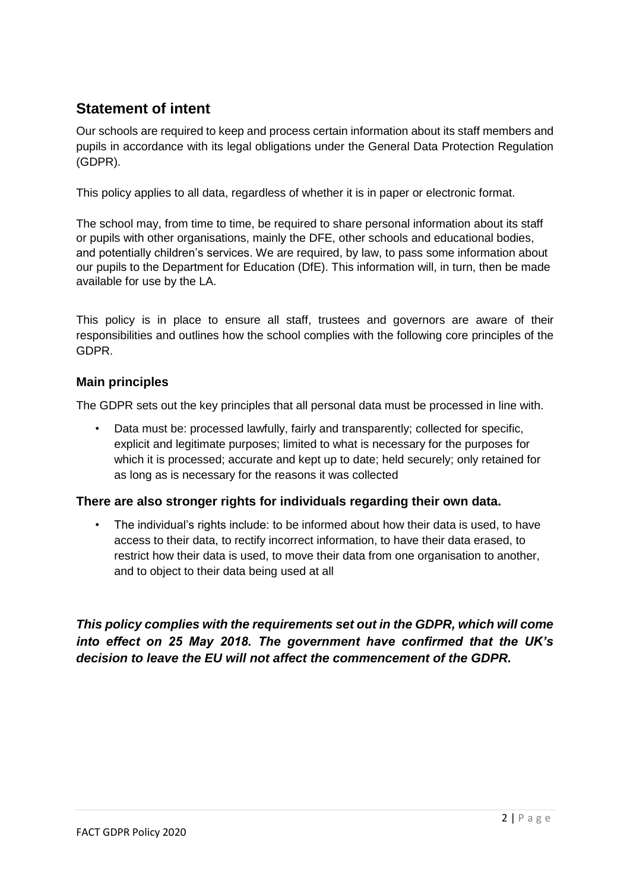## Statement of intent

Our schools are required to keep and process certain information about its staff members and pupils in accordance with its legal obligations under the General Data Protection Regulation (GDPR).

This policy applies to all data, regardless of whether it is in paper or electronic format.

The school may, from time to time, be required to share personal information about its staff or pupils with other organisations, mainly the DFE, other schools and educational bodies, and potentially children's services. We are required, by law, to pass some information about our pupils to the Department for Education (DfE). This information will, in turn, then be made available for use by the LA.

This policy is in place to ensure all staff, trustees and governors are aware of their responsibilities and outlines how the school complies with the following core principles of the GDPR.

### Main principles

The GDPR sets out the key principles that all personal data must be processed in line with.

- Data must be: processed lawfully, fairly and transparently; collected for specific, explicit and legitimate purposes; limited to what is necessary for the purposes for which it is processed; accurate and kept up to date; held securely; only retained for as long as is necessary for the reasons it was collected

### There are also stronger rights for individuals regarding their own data.

- The individual's rights include: to be informed about how their data is used, to have access to their data, to rectify incorrect information, to have their data erased, to restrict how their data is used, to move their data from one organisation to another, and to object to their data being used at all

***This policy complies with the requirements set out in the GDPR, which will come into effect on 25 May 2018. The government have confirmed that the UK's decision to leave the EU will not affect the commencement of the GDPR.***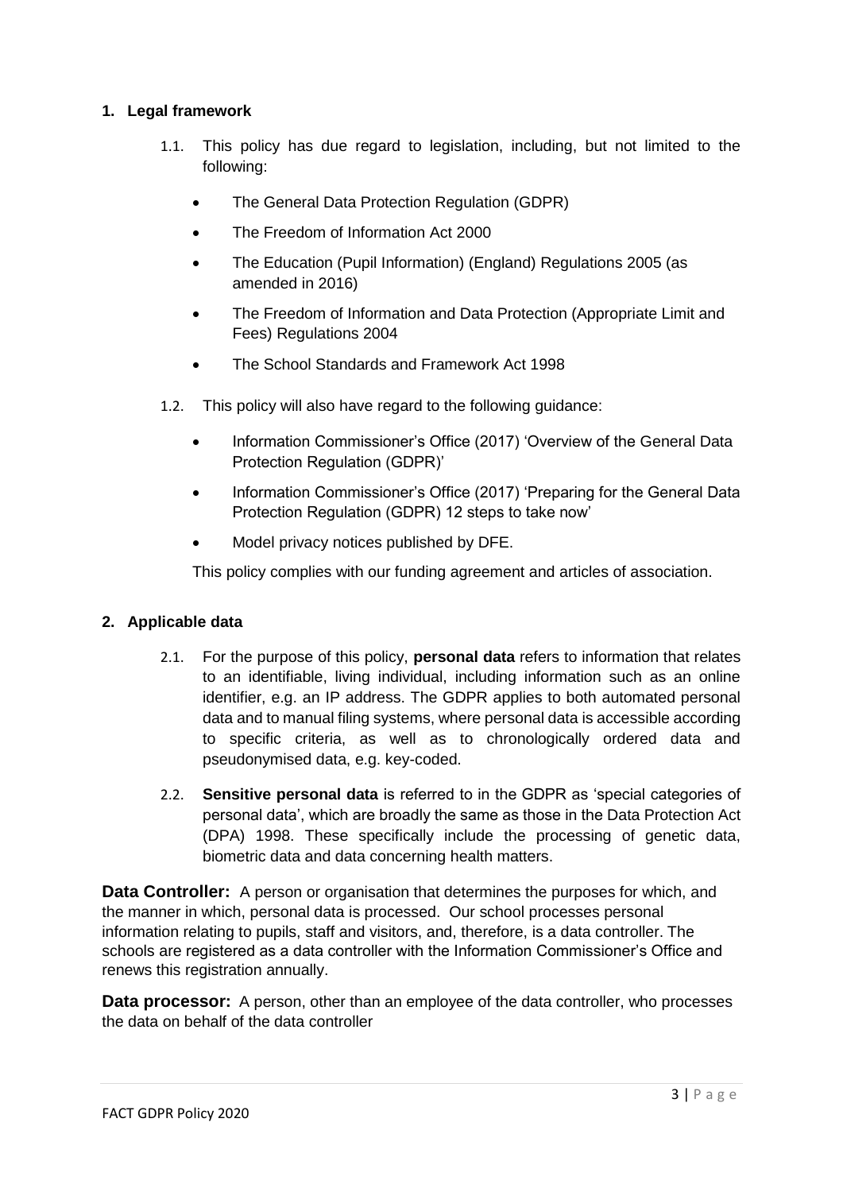## 1. Legal framework

1.1. This policy has due regard to legislation, including, but not limited to the following:

- The General Data Protection Regulation (GDPR)
- The Freedom of Information Act 2000
- The Education (Pupil Information) (England) Regulations 2005 (as amended in 2016)
- The Freedom of Information and Data Protection (Appropriate Limit and Fees) Regulations 2004
- The School Standards and Framework Act 1998

1.2. This policy will also have regard to the following guidance:

- Information Commissioner's Office (2017) 'Overview of the General Data Protection Regulation (GDPR)'
- Information Commissioner's Office (2017) 'Preparing for the General Data Protection Regulation (GDPR) 12 steps to take now'
- Model privacy notices published by DFE.

This policy complies with our funding agreement and articles of association.

## 2. Applicable data

2.1. For the purpose of this policy, **personal data** refers to information that relates to an identifiable, living individual, including information such as an online identifier, e.g. an IP address. The GDPR applies to both automated personal data and to manual filing systems, where personal data is accessible according to specific criteria, as well as to chronologically ordered data and pseudonymised data, e.g. key-coded.

2.2. **Sensitive personal data** is referred to in the GDPR as 'special categories of personal data', which are broadly the same as those in the Data Protection Act (DPA) 1998. These specifically include the processing of genetic data, biometric data and data concerning health matters.

**Data Controller:** A person or organisation that determines the purposes for which, and the manner in which, personal data is processed. Our school processes personal information relating to pupils, staff and visitors, and, therefore, is a data controller. The schools are registered as a data controller with the Information Commissioner's Office and renews this registration annually.

**Data processor:** A person, other than an employee of the data controller, who processes the data on behalf of the data controller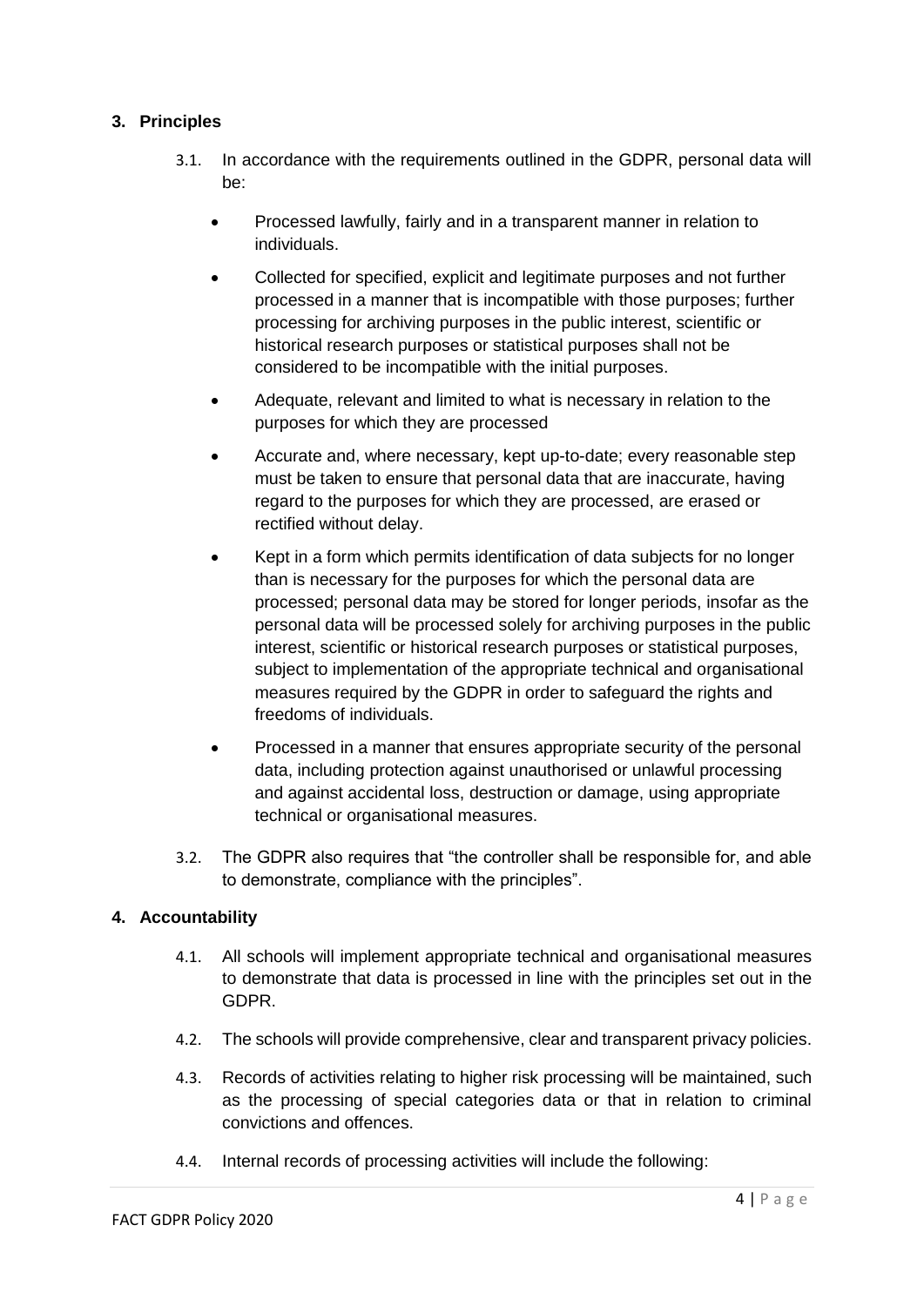## 3. Principles

3.1. In accordance with the requirements outlined in the GDPR, personal data will be:

- Processed lawfully, fairly and in a transparent manner in relation to individuals.
- Collected for specified, explicit and legitimate purposes and not further processed in a manner that is incompatible with those purposes; further processing for archiving purposes in the public interest, scientific or historical research purposes or statistical purposes shall not be considered to be incompatible with the initial purposes.
- Adequate, relevant and limited to what is necessary in relation to the purposes for which they are processed
- Accurate and, where necessary, kept up-to-date; every reasonable step must be taken to ensure that personal data that are inaccurate, having regard to the purposes for which they are processed, are erased or rectified without delay.
- Kept in a form which permits identification of data subjects for no longer than is necessary for the purposes for which the personal data are processed; personal data may be stored for longer periods, insofar as the personal data will be processed solely for archiving purposes in the public interest, scientific or historical research purposes or statistical purposes, subject to implementation of the appropriate technical and organisational measures required by the GDPR in order to safeguard the rights and freedoms of individuals.
- Processed in a manner that ensures appropriate security of the personal data, including protection against unauthorised or unlawful processing and against accidental loss, destruction or damage, using appropriate technical or organisational measures.

3.2. The GDPR also requires that "the controller shall be responsible for, and able to demonstrate, compliance with the principles".

## 4. Accountability

4.1. All schools will implement appropriate technical and organisational measures to demonstrate that data is processed in line with the principles set out in the GDPR.

4.2. The schools will provide comprehensive, clear and transparent privacy policies.

4.3. Records of activities relating to higher risk processing will be maintained, such as the processing of special categories data or that in relation to criminal convictions and offences.

4.4. Internal records of processing activities will include the following: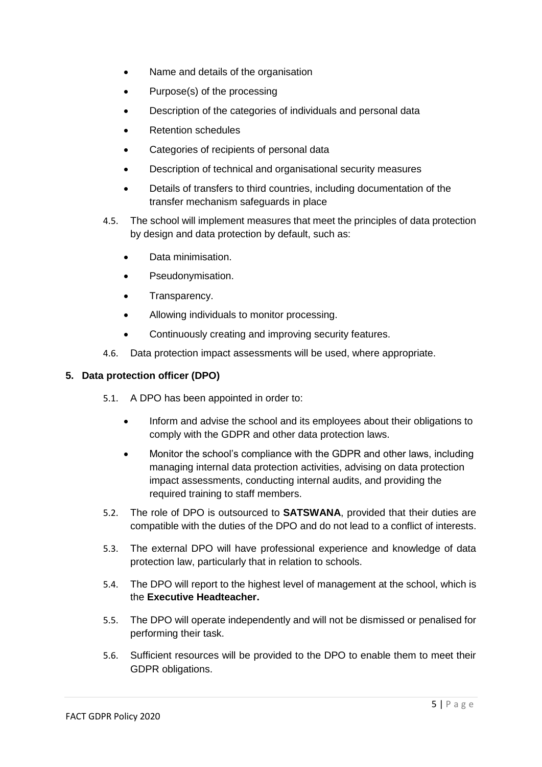- Name and details of the organisation
- Purpose(s) of the processing
- Description of the categories of individuals and personal data
- Retention schedules
- Categories of recipients of personal data
- Description of technical and organisational security measures
- Details of transfers to third countries, including documentation of the transfer mechanism safeguards in place

4.5. The school will implement measures that meet the principles of data protection by design and data protection by default, such as:

- Data minimisation.
- Pseudonymisation.
- Transparency.
- Allowing individuals to monitor processing.
- Continuously creating and improving security features.

4.6. Data protection impact assessments will be used, where appropriate.

## 5. Data protection officer (DPO)

5.1. A DPO has been appointed in order to:

- Inform and advise the school and its employees about their obligations to comply with the GDPR and other data protection laws.
- Monitor the school's compliance with the GDPR and other laws, including managing internal data protection activities, advising on data protection impact assessments, conducting internal audits, and providing the required training to staff members.

5.2. The role of DPO is outsourced to **SATSWANA**, provided that their duties are compatible with the duties of the DPO and do not lead to a conflict of interests.

5.3. The external DPO will have professional experience and knowledge of data protection law, particularly that in relation to schools.

5.4. The DPO will report to the highest level of management at the school, which is the **Executive Headteacher.**

5.5. The DPO will operate independently and will not be dismissed or penalised for performing their task.

5.6. Sufficient resources will be provided to the DPO to enable them to meet their GDPR obligations.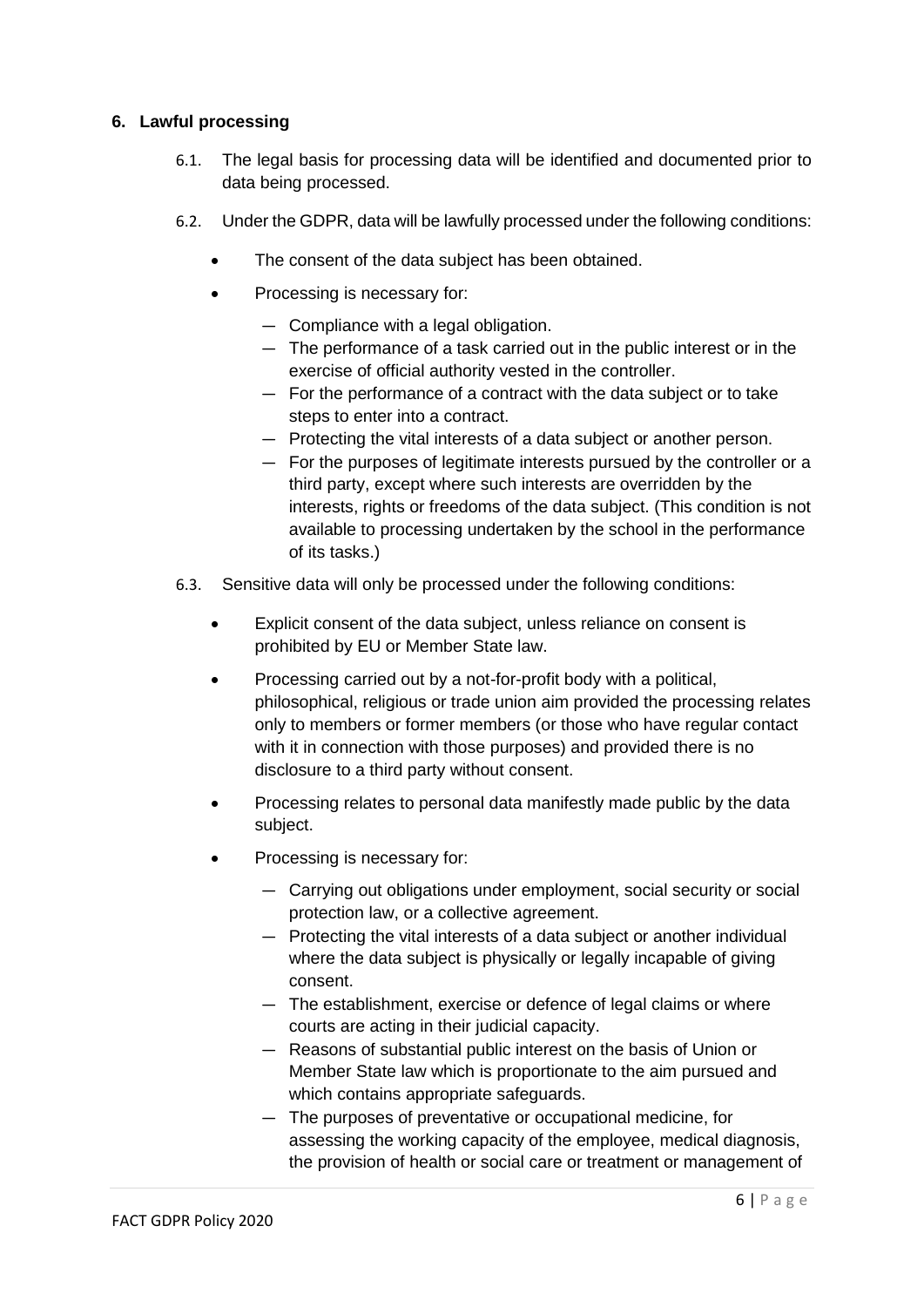## 6. Lawful processing

6.1. The legal basis for processing data will be identified and documented prior to data being processed.

6.2. Under the GDPR, data will be lawfully processed under the following conditions:

- The consent of the data subject has been obtained.
- Processing is necessary for:
  - Compliance with a legal obligation.
  - The performance of a task carried out in the public interest or in the exercise of official authority vested in the controller.
  - For the performance of a contract with the data subject or to take steps to enter into a contract.
  - Protecting the vital interests of a data subject or another person.
  - For the purposes of legitimate interests pursued by the controller or a third party, except where such interests are overridden by the interests, rights or freedoms of the data subject. (This condition is not available to processing undertaken by the school in the performance of its tasks.)

6.3. Sensitive data will only be processed under the following conditions:

- Explicit consent of the data subject, unless reliance on consent is prohibited by EU or Member State law.
- Processing carried out by a not-for-profit body with a political, philosophical, religious or trade union aim provided the processing relates only to members or former members (or those who have regular contact with it in connection with those purposes) and provided there is no disclosure to a third party without consent.
- Processing relates to personal data manifestly made public by the data subject.
- Processing is necessary for:
  - Carrying out obligations under employment, social security or social protection law, or a collective agreement.
  - Protecting the vital interests of a data subject or another individual where the data subject is physically or legally incapable of giving consent.
  - The establishment, exercise or defence of legal claims or where courts are acting in their judicial capacity.
  - Reasons of substantial public interest on the basis of Union or Member State law which is proportionate to the aim pursued and which contains appropriate safeguards.
  - The purposes of preventative or occupational medicine, for assessing the working capacity of the employee, medical diagnosis, the provision of health or social care or treatment or management of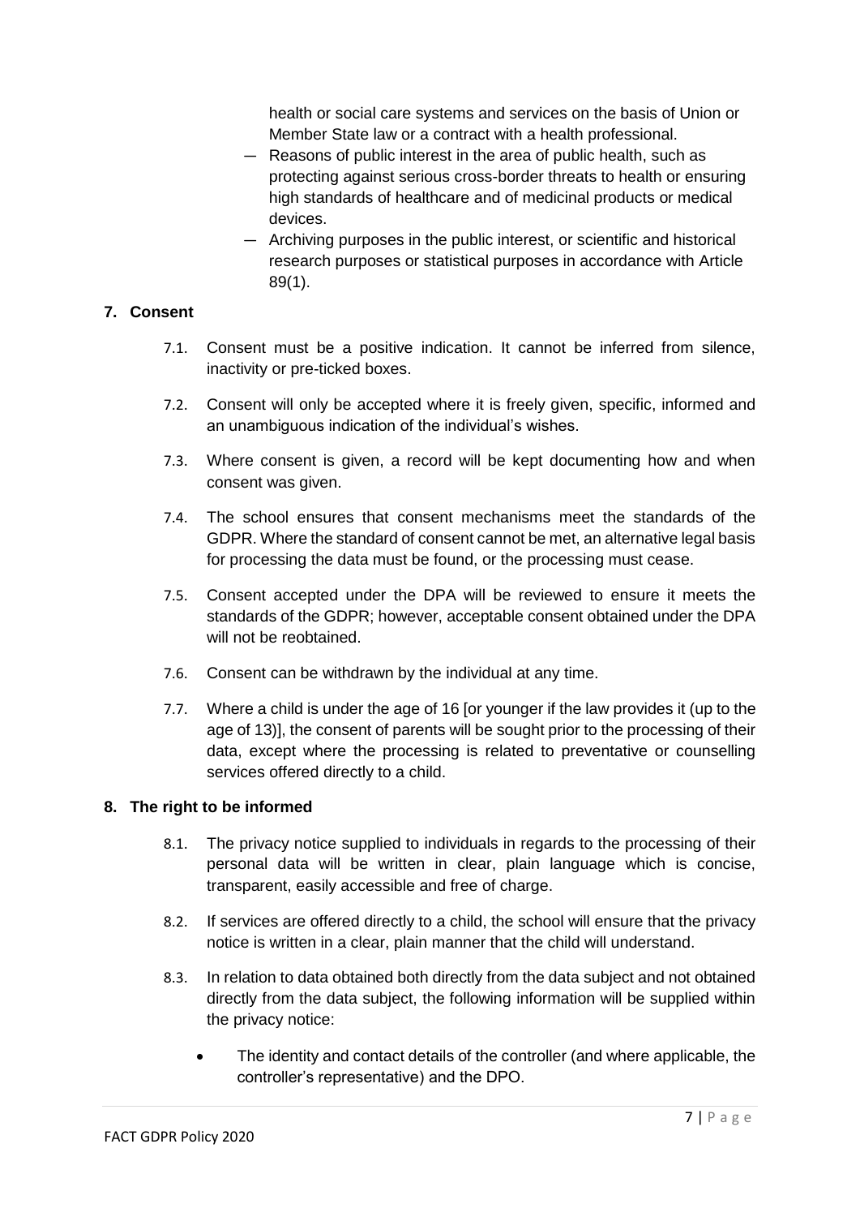health or social care systems and services on the basis of Union or Member State law or a contract with a health professional.

- Reasons of public interest in the area of public health, such as protecting against serious cross-border threats to health or ensuring high standards of healthcare and of medicinal products or medical devices.
- Archiving purposes in the public interest, or scientific and historical research purposes or statistical purposes in accordance with Article 89(1).

## 7. Consent

7.1. Consent must be a positive indication. It cannot be inferred from silence, inactivity or pre-ticked boxes.

7.2. Consent will only be accepted where it is freely given, specific, informed and an unambiguous indication of the individual's wishes.

7.3. Where consent is given, a record will be kept documenting how and when consent was given.

7.4. The school ensures that consent mechanisms meet the standards of the GDPR. Where the standard of consent cannot be met, an alternative legal basis for processing the data must be found, or the processing must cease.

7.5. Consent accepted under the DPA will be reviewed to ensure it meets the standards of the GDPR; however, acceptable consent obtained under the DPA will not be reobtained.

7.6. Consent can be withdrawn by the individual at any time.

7.7. Where a child is under the age of 16 [or younger if the law provides it (up to the age of 13)], the consent of parents will be sought prior to the processing of their data, except where the processing is related to preventative or counselling services offered directly to a child.

## 8. The right to be informed

8.1. The privacy notice supplied to individuals in regards to the processing of their personal data will be written in clear, plain language which is concise, transparent, easily accessible and free of charge.

8.2. If services are offered directly to a child, the school will ensure that the privacy notice is written in a clear, plain manner that the child will understand.

8.3. In relation to data obtained both directly from the data subject and not obtained directly from the data subject, the following information will be supplied within the privacy notice:

- The identity and contact details of the controller (and where applicable, the controller's representative) and the DPO.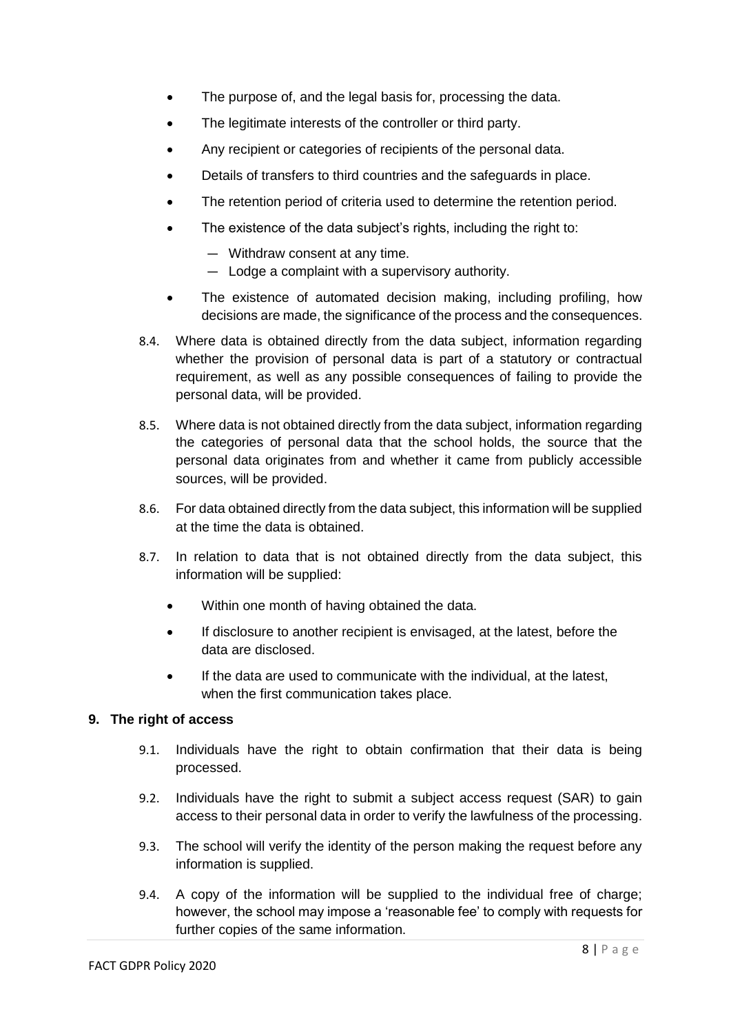- The purpose of, and the legal basis for, processing the data.
- The legitimate interests of the controller or third party.
- Any recipient or categories of recipients of the personal data.
- Details of transfers to third countries and the safeguards in place.
- The retention period of criteria used to determine the retention period.
- The existence of the data subject's rights, including the right to:
  - Withdraw consent at any time.
  - Lodge a complaint with a supervisory authority.
- The existence of automated decision making, including profiling, how decisions are made, the significance of the process and the consequences.

8.4. Where data is obtained directly from the data subject, information regarding whether the provision of personal data is part of a statutory or contractual requirement, as well as any possible consequences of failing to provide the personal data, will be provided.

8.5. Where data is not obtained directly from the data subject, information regarding the categories of personal data that the school holds, the source that the personal data originates from and whether it came from publicly accessible sources, will be provided.

8.6. For data obtained directly from the data subject, this information will be supplied at the time the data is obtained.

8.7. In relation to data that is not obtained directly from the data subject, this information will be supplied:

- Within one month of having obtained the data.
- If disclosure to another recipient is envisaged, at the latest, before the data are disclosed.
- If the data are used to communicate with the individual, at the latest, when the first communication takes place.

## 9. The right of access

9.1. Individuals have the right to obtain confirmation that their data is being processed.

9.2. Individuals have the right to submit a subject access request (SAR) to gain access to their personal data in order to verify the lawfulness of the processing.

9.3. The school will verify the identity of the person making the request before any information is supplied.

9.4. A copy of the information will be supplied to the individual free of charge; however, the school may impose a 'reasonable fee' to comply with requests for further copies of the same information.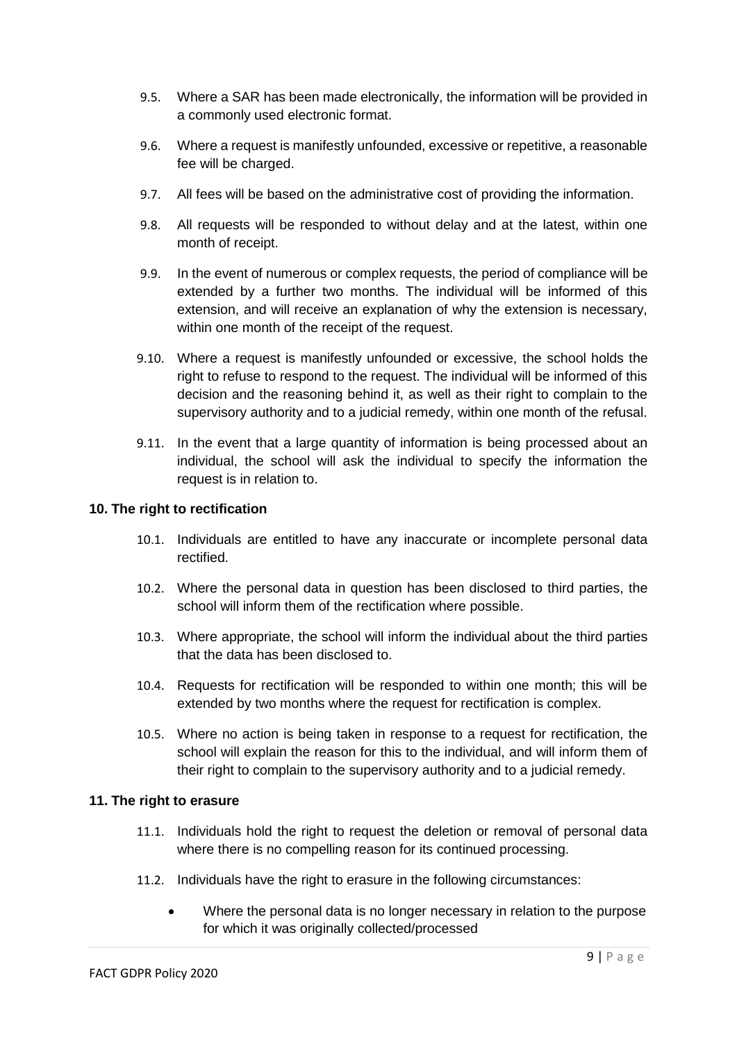9.5. Where a SAR has been made electronically, the information will be provided in a commonly used electronic format.

9.6. Where a request is manifestly unfounded, excessive or repetitive, a reasonable fee will be charged.

9.7. All fees will be based on the administrative cost of providing the information.

9.8. All requests will be responded to without delay and at the latest, within one month of receipt.

9.9. In the event of numerous or complex requests, the period of compliance will be extended by a further two months. The individual will be informed of this extension, and will receive an explanation of why the extension is necessary, within one month of the receipt of the request.

9.10. Where a request is manifestly unfounded or excessive, the school holds the right to refuse to respond to the request. The individual will be informed of this decision and the reasoning behind it, as well as their right to complain to the supervisory authority and to a judicial remedy, within one month of the refusal.

9.11. In the event that a large quantity of information is being processed about an individual, the school will ask the individual to specify the information the request is in relation to.

**10. The right to rectification**

10.1. Individuals are entitled to have any inaccurate or incomplete personal data rectified.

10.2. Where the personal data in question has been disclosed to third parties, the school will inform them of the rectification where possible.

10.3. Where appropriate, the school will inform the individual about the third parties that the data has been disclosed to.

10.4. Requests for rectification will be responded to within one month; this will be extended by two months where the request for rectification is complex.

10.5. Where no action is being taken in response to a request for rectification, the school will explain the reason for this to the individual, and will inform them of their right to complain to the supervisory authority and to a judicial remedy.

**11. The right to erasure**

11.1. Individuals hold the right to request the deletion or removal of personal data where there is no compelling reason for its continued processing.

11.2. Individuals have the right to erasure in the following circumstances:

- Where the personal data is no longer necessary in relation to the purpose for which it was originally collected/processed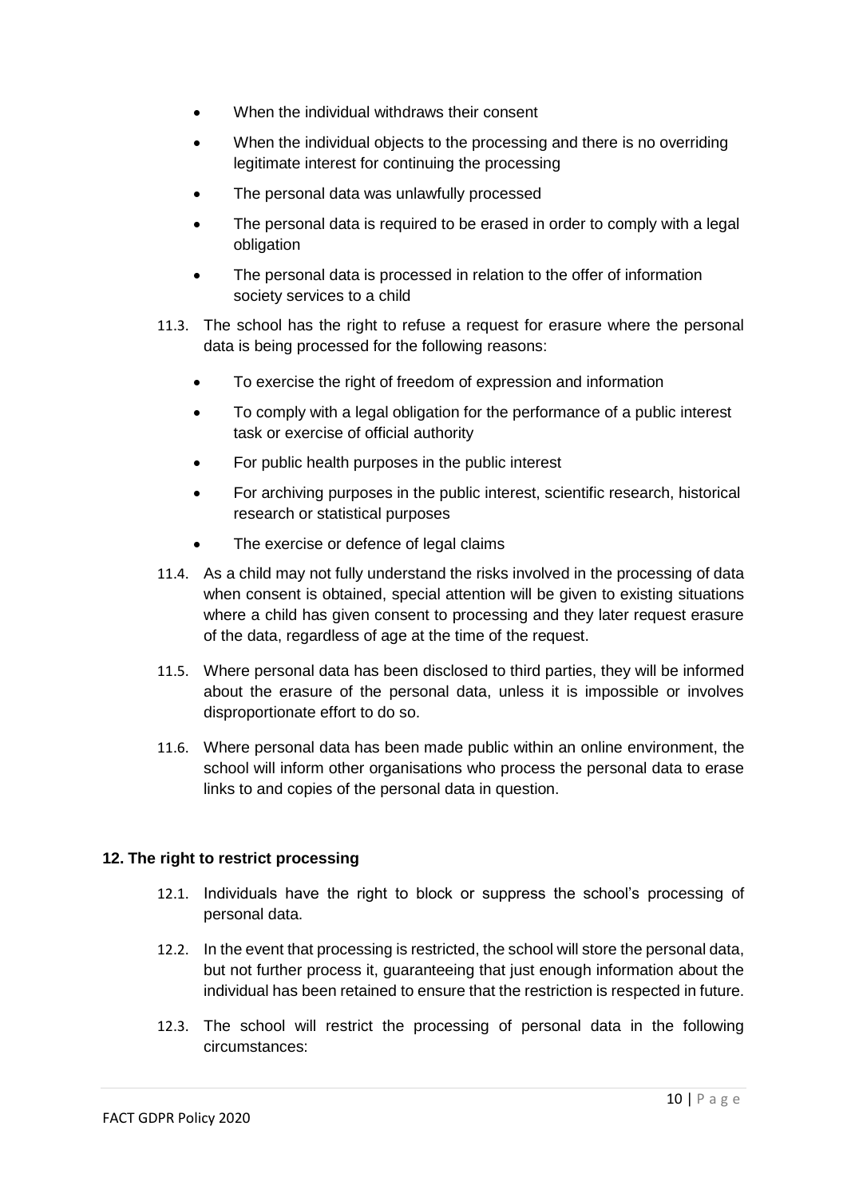- When the individual withdraws their consent
- When the individual objects to the processing and there is no overriding legitimate interest for continuing the processing
- The personal data was unlawfully processed
- The personal data is required to be erased in order to comply with a legal obligation
- The personal data is processed in relation to the offer of information society services to a child

11.3. The school has the right to refuse a request for erasure where the personal data is being processed for the following reasons:

- To exercise the right of freedom of expression and information
- To comply with a legal obligation for the performance of a public interest task or exercise of official authority
- For public health purposes in the public interest
- For archiving purposes in the public interest, scientific research, historical research or statistical purposes
- The exercise or defence of legal claims

11.4. As a child may not fully understand the risks involved in the processing of data when consent is obtained, special attention will be given to existing situations where a child has given consent to processing and they later request erasure of the data, regardless of age at the time of the request.

11.5. Where personal data has been disclosed to third parties, they will be informed about the erasure of the personal data, unless it is impossible or involves disproportionate effort to do so.

11.6. Where personal data has been made public within an online environment, the school will inform other organisations who process the personal data to erase links to and copies of the personal data in question.

## 12. The right to restrict processing

12.1. Individuals have the right to block or suppress the school's processing of personal data.

12.2. In the event that processing is restricted, the school will store the personal data, but not further process it, guaranteeing that just enough information about the individual has been retained to ensure that the restriction is respected in future.

12.3. The school will restrict the processing of personal data in the following circumstances: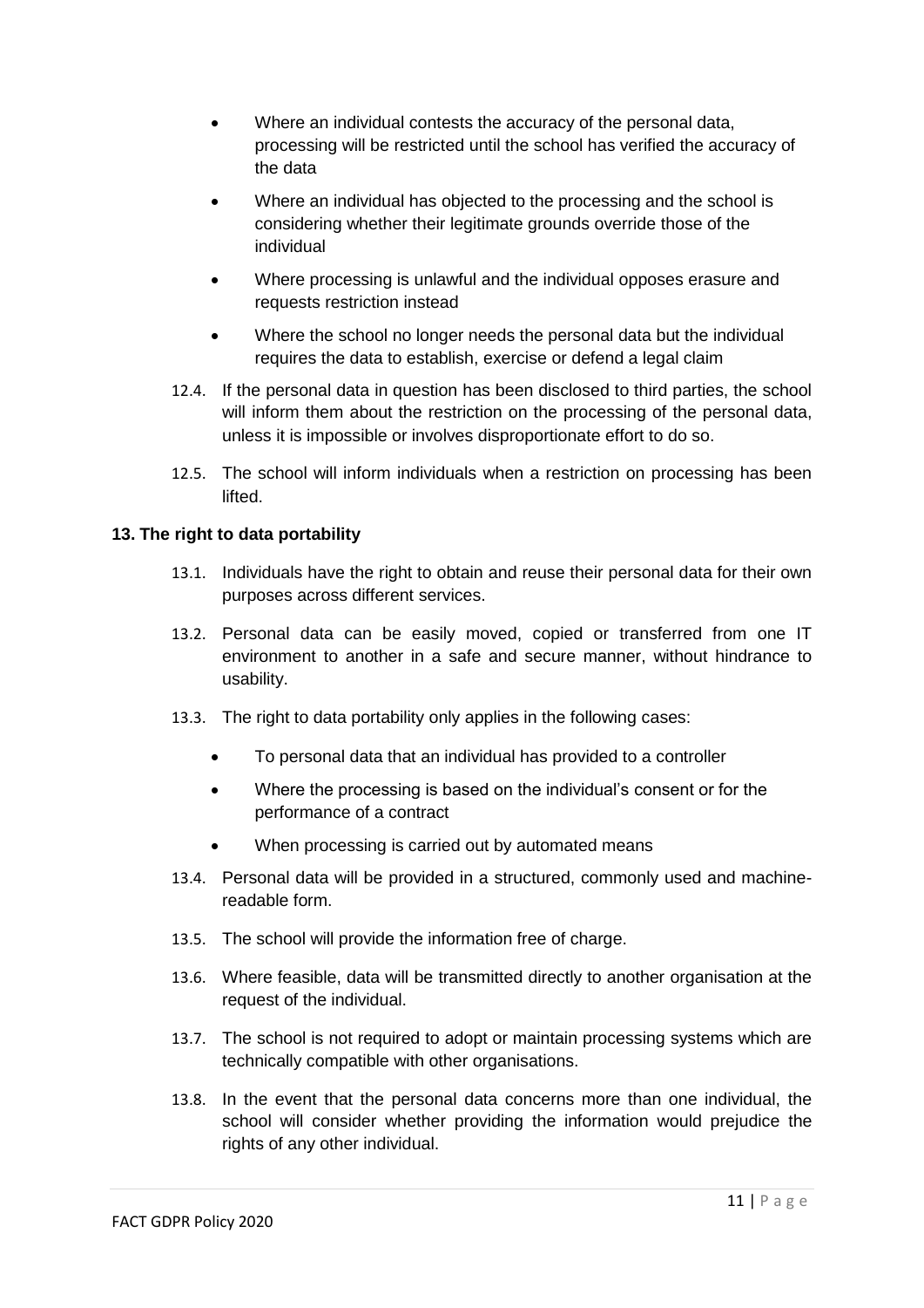- Where an individual contests the accuracy of the personal data, processing will be restricted until the school has verified the accuracy of the data
- Where an individual has objected to the processing and the school is considering whether their legitimate grounds override those of the individual
- Where processing is unlawful and the individual opposes erasure and requests restriction instead
- Where the school no longer needs the personal data but the individual requires the data to establish, exercise or defend a legal claim

12.4. If the personal data in question has been disclosed to third parties, the school will inform them about the restriction on the processing of the personal data, unless it is impossible or involves disproportionate effort to do so.

12.5. The school will inform individuals when a restriction on processing has been lifted.

**13. The right to data portability**

13.1. Individuals have the right to obtain and reuse their personal data for their own purposes across different services.

13.2. Personal data can be easily moved, copied or transferred from one IT environment to another in a safe and secure manner, without hindrance to usability.

13.3. The right to data portability only applies in the following cases:

- To personal data that an individual has provided to a controller
- Where the processing is based on the individual's consent or for the performance of a contract
- When processing is carried out by automated means

13.4. Personal data will be provided in a structured, commonly used and machine-readable form.

13.5. The school will provide the information free of charge.

13.6. Where feasible, data will be transmitted directly to another organisation at the request of the individual.

13.7. The school is not required to adopt or maintain processing systems which are technically compatible with other organisations.

13.8. In the event that the personal data concerns more than one individual, the school will consider whether providing the information would prejudice the rights of any other individual.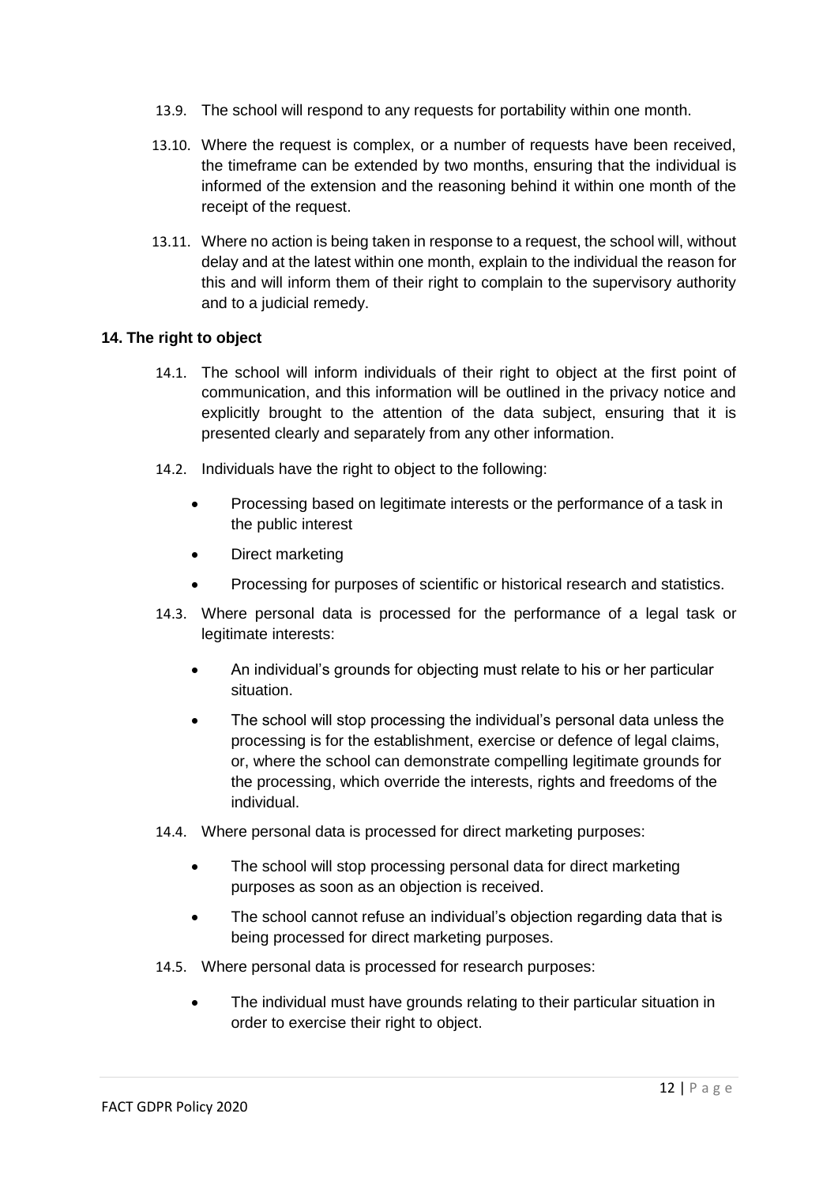13.9. The school will respond to any requests for portability within one month.

13.10. Where the request is complex, or a number of requests have been received, the timeframe can be extended by two months, ensuring that the individual is informed of the extension and the reasoning behind it within one month of the receipt of the request.

13.11. Where no action is being taken in response to a request, the school will, without delay and at the latest within one month, explain to the individual the reason for this and will inform them of their right to complain to the supervisory authority and to a judicial remedy.

**14. The right to object**

14.1. The school will inform individuals of their right to object at the first point of communication, and this information will be outlined in the privacy notice and explicitly brought to the attention of the data subject, ensuring that it is presented clearly and separately from any other information.

14.2. Individuals have the right to object to the following:

- Processing based on legitimate interests or the performance of a task in the public interest
- Direct marketing
- Processing for purposes of scientific or historical research and statistics.

14.3. Where personal data is processed for the performance of a legal task or legitimate interests:

- An individual's grounds for objecting must relate to his or her particular situation.
- The school will stop processing the individual's personal data unless the processing is for the establishment, exercise or defence of legal claims, or, where the school can demonstrate compelling legitimate grounds for the processing, which override the interests, rights and freedoms of the individual.

14.4. Where personal data is processed for direct marketing purposes:

- The school will stop processing personal data for direct marketing purposes as soon as an objection is received.
- The school cannot refuse an individual's objection regarding data that is being processed for direct marketing purposes.

14.5. Where personal data is processed for research purposes:

- The individual must have grounds relating to their particular situation in order to exercise their right to object.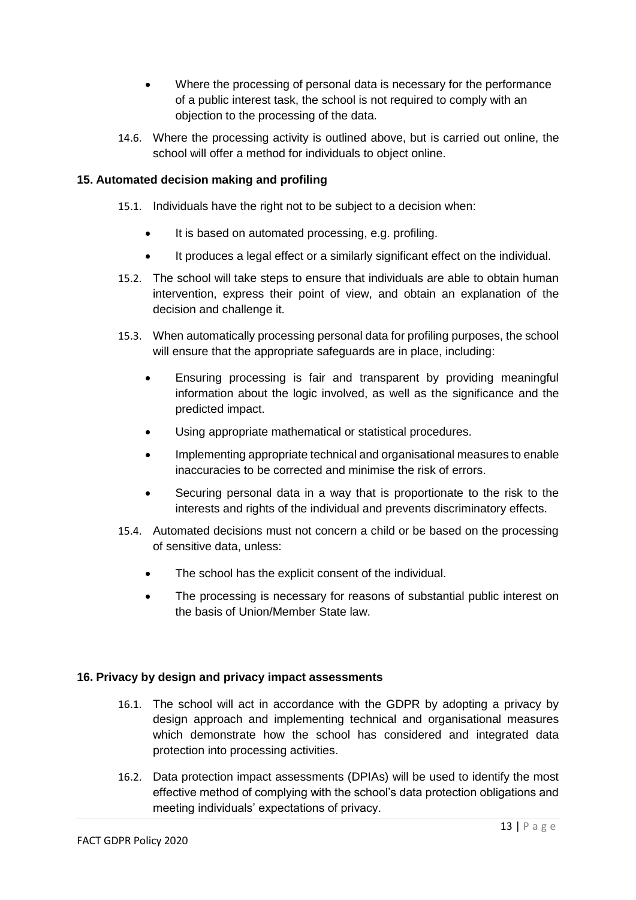- Where the processing of personal data is necessary for the performance of a public interest task, the school is not required to comply with an objection to the processing of the data.

14.6. Where the processing activity is outlined above, but is carried out online, the school will offer a method for individuals to object online.

**15. Automated decision making and profiling**

15.1. Individuals have the right not to be subject to a decision when:

- It is based on automated processing, e.g. profiling.
- It produces a legal effect or a similarly significant effect on the individual.

15.2. The school will take steps to ensure that individuals are able to obtain human intervention, express their point of view, and obtain an explanation of the decision and challenge it.

15.3. When automatically processing personal data for profiling purposes, the school will ensure that the appropriate safeguards are in place, including:

- Ensuring processing is fair and transparent by providing meaningful information about the logic involved, as well as the significance and the predicted impact.
- Using appropriate mathematical or statistical procedures.
- Implementing appropriate technical and organisational measures to enable inaccuracies to be corrected and minimise the risk of errors.
- Securing personal data in a way that is proportionate to the risk to the interests and rights of the individual and prevents discriminatory effects.

15.4. Automated decisions must not concern a child or be based on the processing of sensitive data, unless:

- The school has the explicit consent of the individual.
- The processing is necessary for reasons of substantial public interest on the basis of Union/Member State law.

**16. Privacy by design and privacy impact assessments**

16.1. The school will act in accordance with the GDPR by adopting a privacy by design approach and implementing technical and organisational measures which demonstrate how the school has considered and integrated data protection into processing activities.

16.2. Data protection impact assessments (DPIAs) will be used to identify the most effective method of complying with the school's data protection obligations and meeting individuals' expectations of privacy.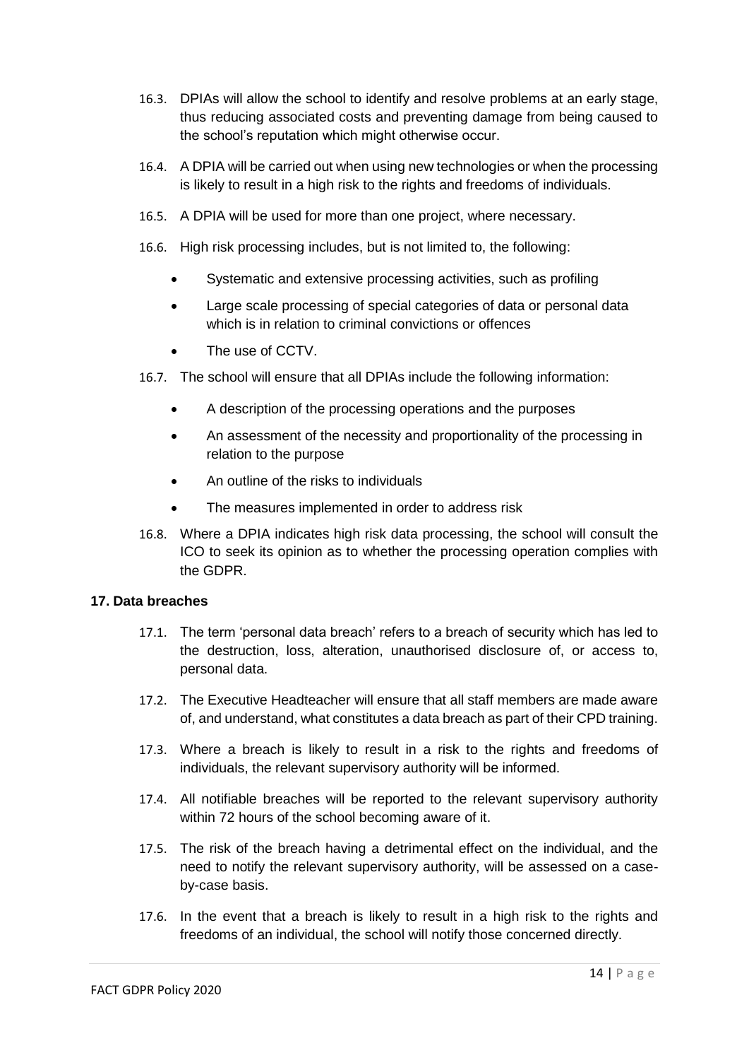16.3. DPIAs will allow the school to identify and resolve problems at an early stage, thus reducing associated costs and preventing damage from being caused to the school's reputation which might otherwise occur.

16.4. A DPIA will be carried out when using new technologies or when the processing is likely to result in a high risk to the rights and freedoms of individuals.

16.5. A DPIA will be used for more than one project, where necessary.

16.6. High risk processing includes, but is not limited to, the following:

- Systematic and extensive processing activities, such as profiling
- Large scale processing of special categories of data or personal data which is in relation to criminal convictions or offences
- The use of CCTV.

16.7. The school will ensure that all DPIAs include the following information:

- A description of the processing operations and the purposes
- An assessment of the necessity and proportionality of the processing in relation to the purpose
- An outline of the risks to individuals
- The measures implemented in order to address risk

16.8. Where a DPIA indicates high risk data processing, the school will consult the ICO to seek its opinion as to whether the processing operation complies with the GDPR.

**17. Data breaches**

17.1. The term 'personal data breach' refers to a breach of security which has led to the destruction, loss, alteration, unauthorised disclosure of, or access to, personal data.

17.2. The Executive Headteacher will ensure that all staff members are made aware of, and understand, what constitutes a data breach as part of their CPD training.

17.3. Where a breach is likely to result in a risk to the rights and freedoms of individuals, the relevant supervisory authority will be informed.

17.4. All notifiable breaches will be reported to the relevant supervisory authority within 72 hours of the school becoming aware of it.

17.5. The risk of the breach having a detrimental effect on the individual, and the need to notify the relevant supervisory authority, will be assessed on a case-by-case basis.

17.6. In the event that a breach is likely to result in a high risk to the rights and freedoms of an individual, the school will notify those concerned directly.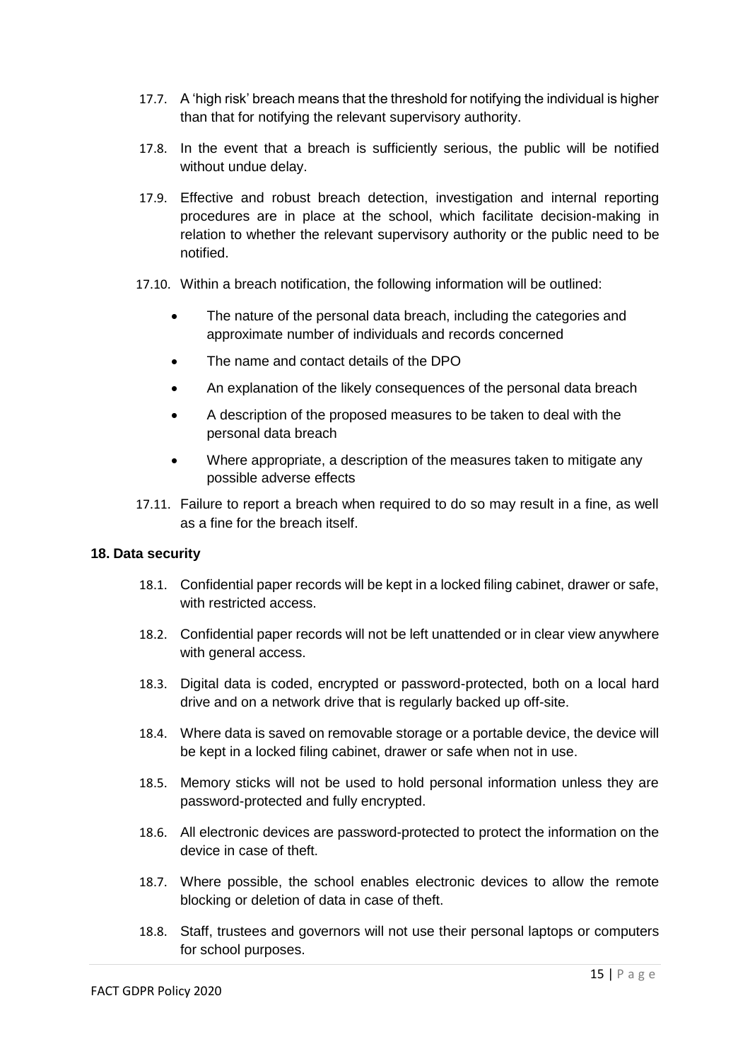17.7. A 'high risk' breach means that the threshold for notifying the individual is higher than that for notifying the relevant supervisory authority.

17.8. In the event that a breach is sufficiently serious, the public will be notified without undue delay.

17.9. Effective and robust breach detection, investigation and internal reporting procedures are in place at the school, which facilitate decision-making in relation to whether the relevant supervisory authority or the public need to be notified.

17.10. Within a breach notification, the following information will be outlined:

- The nature of the personal data breach, including the categories and approximate number of individuals and records concerned
- The name and contact details of the DPO
- An explanation of the likely consequences of the personal data breach
- A description of the proposed measures to be taken to deal with the personal data breach
- Where appropriate, a description of the measures taken to mitigate any possible adverse effects

17.11. Failure to report a breach when required to do so may result in a fine, as well as a fine for the breach itself.

**18. Data security**

18.1. Confidential paper records will be kept in a locked filing cabinet, drawer or safe, with restricted access.

18.2. Confidential paper records will not be left unattended or in clear view anywhere with general access.

18.3. Digital data is coded, encrypted or password-protected, both on a local hard drive and on a network drive that is regularly backed up off-site.

18.4. Where data is saved on removable storage or a portable device, the device will be kept in a locked filing cabinet, drawer or safe when not in use.

18.5. Memory sticks will not be used to hold personal information unless they are password-protected and fully encrypted.

18.6. All electronic devices are password-protected to protect the information on the device in case of theft.

18.7. Where possible, the school enables electronic devices to allow the remote blocking or deletion of data in case of theft.

18.8. Staff, trustees and governors will not use their personal laptops or computers for school purposes.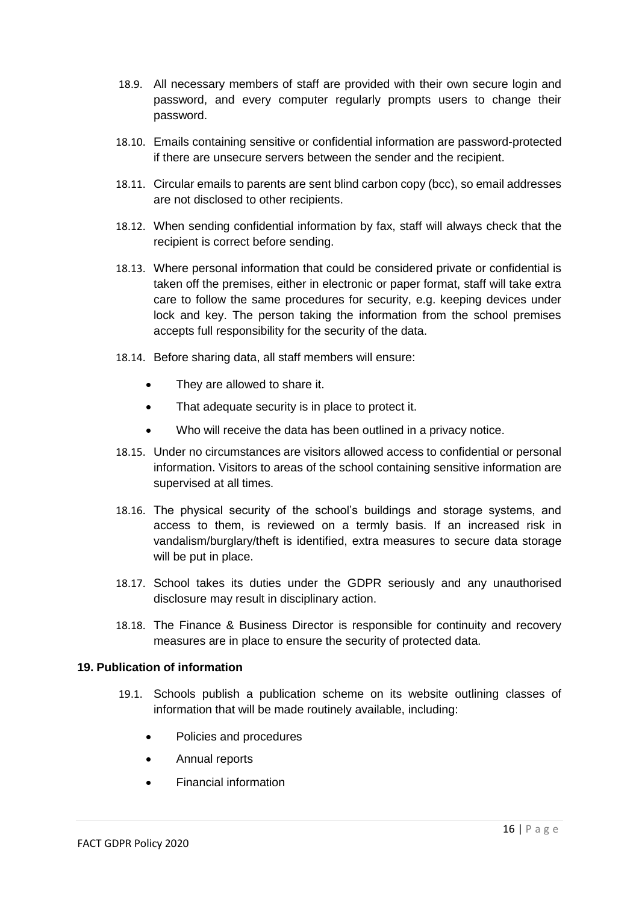18.9. All necessary members of staff are provided with their own secure login and password, and every computer regularly prompts users to change their password.

18.10. Emails containing sensitive or confidential information are password-protected if there are unsecure servers between the sender and the recipient.

18.11. Circular emails to parents are sent blind carbon copy (bcc), so email addresses are not disclosed to other recipients.

18.12. When sending confidential information by fax, staff will always check that the recipient is correct before sending.

18.13. Where personal information that could be considered private or confidential is taken off the premises, either in electronic or paper format, staff will take extra care to follow the same procedures for security, e.g. keeping devices under lock and key. The person taking the information from the school premises accepts full responsibility for the security of the data.

18.14. Before sharing data, all staff members will ensure:

- They are allowed to share it.
- That adequate security is in place to protect it.
- Who will receive the data has been outlined in a privacy notice.

18.15. Under no circumstances are visitors allowed access to confidential or personal information. Visitors to areas of the school containing sensitive information are supervised at all times.

18.16. The physical security of the school's buildings and storage systems, and access to them, is reviewed on a termly basis. If an increased risk in vandalism/burglary/theft is identified, extra measures to secure data storage will be put in place.

18.17. School takes its duties under the GDPR seriously and any unauthorised disclosure may result in disciplinary action.

18.18. The Finance & Business Director is responsible for continuity and recovery measures are in place to ensure the security of protected data.

## 19. Publication of information

19.1. Schools publish a publication scheme on its website outlining classes of information that will be made routinely available, including:

- Policies and procedures
- Annual reports
- Financial information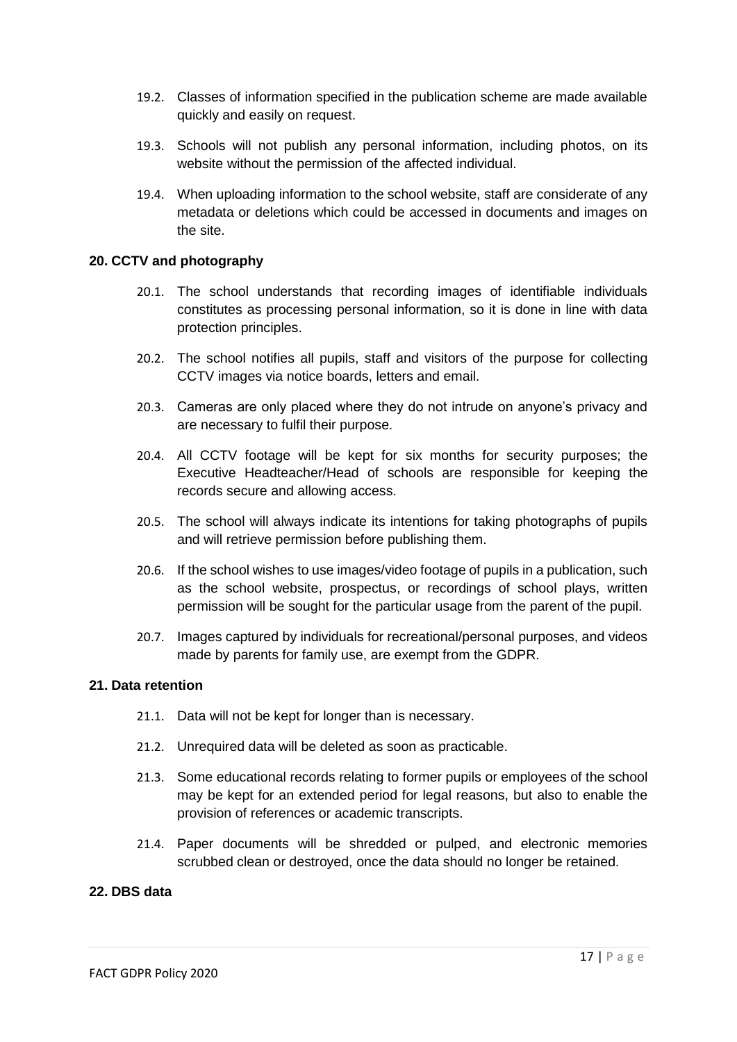19.2. Classes of information specified in the publication scheme are made available quickly and easily on request.

19.3. Schools will not publish any personal information, including photos, on its website without the permission of the affected individual.

19.4. When uploading information to the school website, staff are considerate of any metadata or deletions which could be accessed in documents and images on the site.

## 20. CCTV and photography

20.1. The school understands that recording images of identifiable individuals constitutes as processing personal information, so it is done in line with data protection principles.

20.2. The school notifies all pupils, staff and visitors of the purpose for collecting CCTV images via notice boards, letters and email.

20.3. Cameras are only placed where they do not intrude on anyone's privacy and are necessary to fulfil their purpose.

20.4. All CCTV footage will be kept for six months for security purposes; the Executive Headteacher/Head of schools are responsible for keeping the records secure and allowing access.

20.5. The school will always indicate its intentions for taking photographs of pupils and will retrieve permission before publishing them.

20.6. If the school wishes to use images/video footage of pupils in a publication, such as the school website, prospectus, or recordings of school plays, written permission will be sought for the particular usage from the parent of the pupil.

20.7. Images captured by individuals for recreational/personal purposes, and videos made by parents for family use, are exempt from the GDPR.

## 21. Data retention

21.1. Data will not be kept for longer than is necessary.

21.2. Unrequired data will be deleted as soon as practicable.

21.3. Some educational records relating to former pupils or employees of the school may be kept for an extended period for legal reasons, but also to enable the provision of references or academic transcripts.

21.4. Paper documents will be shredded or pulped, and electronic memories scrubbed clean or destroyed, once the data should no longer be retained.

## 22. DBS data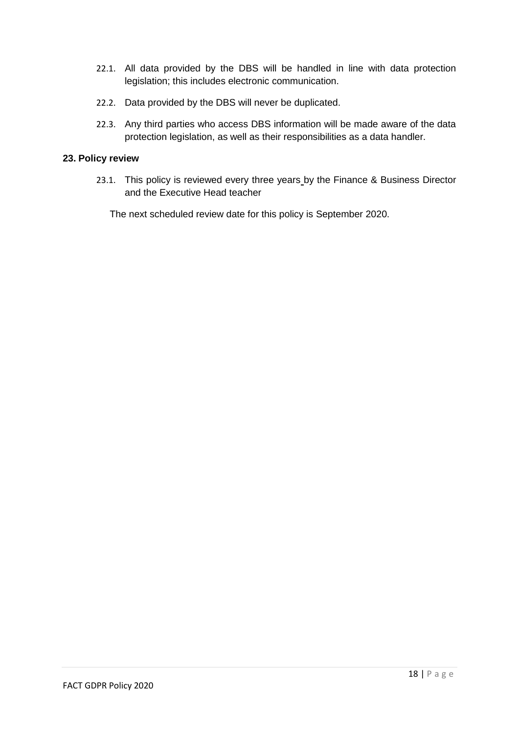22.1. All data provided by the DBS will be handled in line with data protection legislation; this includes electronic communication.

22.2. Data provided by the DBS will never be duplicated.

22.3. Any third parties who access DBS information will be made aware of the data protection legislation, as well as their responsibilities as a data handler.

**23. Policy review**

23.1. This policy is reviewed every three years by the Finance & Business Director and the Executive Head teacher

The next scheduled review date for this policy is September 2020.